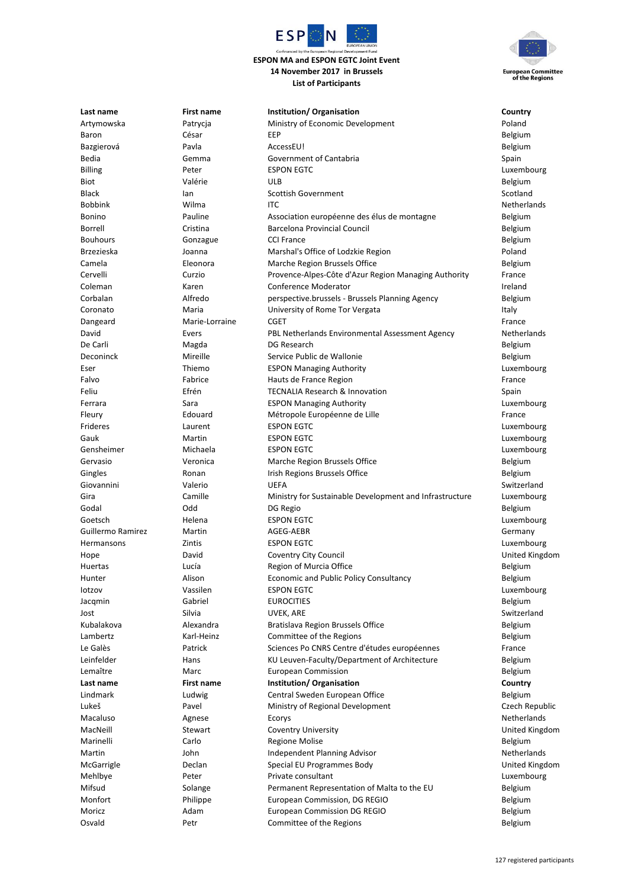ESPON MA and ESPON EGTC Joint Event
14 November 2017 in Brussels
List of Participants

European Committee of the Regions

| Last name | First name | Institution/ Organisation | Country |
|---|---|---|---|
| Artymowska | Patrycja | Ministry of Economic Development | Poland |
| Baron | César | EEP | Belgium |
| Bazgierová | Pavla | AccessEU! | Belgium |
| Bedia | Gemma | Government of Cantabria | Spain |
| Billing | Peter | ESPON EGTC | Luxembourg |
| Biot | Valérie | ULB | Belgium |
| Black | Ian | Scottish Government | Scotland |
| Bobbink | Wilma | ITC | Netherlands |
| Bonino | Pauline | Association européenne des élus de montagne | Belgium |
| Borrell | Cristina | Barcelona Provincial Council | Belgium |
| Bouhours | Gonzague | CCI France | Belgium |
| Brzezieska | Joanna | Marshal's Office of Lodzkie Region | Poland |
| Camela | Eleonora | Marche Region Brussels Office | Belgium |
| Cervelli | Curzio | Provence-Alpes-Côte d'Azur Region Managing Authority | France |
| Coleman | Karen | Conference Moderator | Ireland |
| Corbalan | Alfredo | perspective.brussels - Brussels Planning Agency | Belgium |
| Coronato | Maria | University of Rome Tor Vergata | Italy |
| Dangeard | Marie-Lorraine | CGET | France |
| David | Evers | PBL Netherlands Environmental Assessment Agency | Netherlands |
| De Carli | Magda | DG Research | Belgium |
| Deconinck | Mireille | Service Public de Wallonie | Belgium |
| Eser | Thiemo | ESPON Managing Authority | Luxembourg |
| Falvo | Fabrice | Hauts de France Region | France |
| Feliu | Efrén | TECNALIA Research & Innovation | Spain |
| Ferrara | Sara | ESPON Managing Authority | Luxembourg |
| Fleury | Edouard | Métropole Européenne de Lille | France |
| Frideres | Laurent | ESPON EGTC | Luxembourg |
| Gauk | Martin | ESPON EGTC | Luxembourg |
| Gensheimer | Michaela | ESPON EGTC | Luxembourg |
| Gervasio | Veronica | Marche Region Brussels Office | Belgium |
| Gingles | Ronan | Irish Regions Brussels Office | Belgium |
| Giovannini | Valerio | UEFA | Switzerland |
| Gira | Camille | Ministry for Sustainable Development and Infrastructure | Luxembourg |
| Godal | Odd | DG Regio | Belgium |
| Goetsch | Helena | ESPON EGTC | Luxembourg |
| Guillermo Ramirez | Martin | AGEG-AEBR | Germany |
| Hermansons | Zintis | ESPON EGTC | Luxembourg |
| Hope | David | Coventry City Council | United Kingdom |
| Huertas | Lucía | Region of Murcia Office | Belgium |
| Hunter | Alison | Economic and Public Policy Consultancy | Belgium |
| Iotzov | Vassilen | ESPON EGTC | Luxembourg |
| Jacqmin | Gabriel | EUROCITIES | Belgium |
| Jost | Silvia | UVEK, ARE | Switzerland |
| Kubalakova | Alexandra | Bratislava Region Brussels Office | Belgium |
| Lambertz | Karl-Heinz | Committee of the Regions | Belgium |
| Le Galès | Patrick | Sciences Po CNRS Centre d'études européennes | France |
| Leinfelder | Hans | KU Leuven-Faculty/Department of Architecture | Belgium |
| Lemaître | Marc | European Commission | Belgium |
| Lindmark | Ludwig | Central Sweden European Office | Belgium |
| Lukeš | Pavel | Ministry of Regional Development | Czech Republic |
| Macaluso | Agnese | Ecorys | Netherlands |
| MacNeill | Stewart | Coventry University | United Kingdom |
| Marinelli | Carlo | Regione Molise | Belgium |
| Martin | John | Independent Planning Advisor | Netherlands |
| McGarrigle | Declan | Special EU Programmes Body | United Kingdom |
| Mehlbye | Peter | Private consultant | Luxembourg |
| Mifsud | Solange | Permanent Representation of Malta to the EU | Belgium |
| Monfort | Philippe | European Commission, DG REGIO | Belgium |
| Moricz | Adam | European Commission DG REGIO | Belgium |
| Osvald | Petr | Committee of the Regions | Belgium |

127 registered participants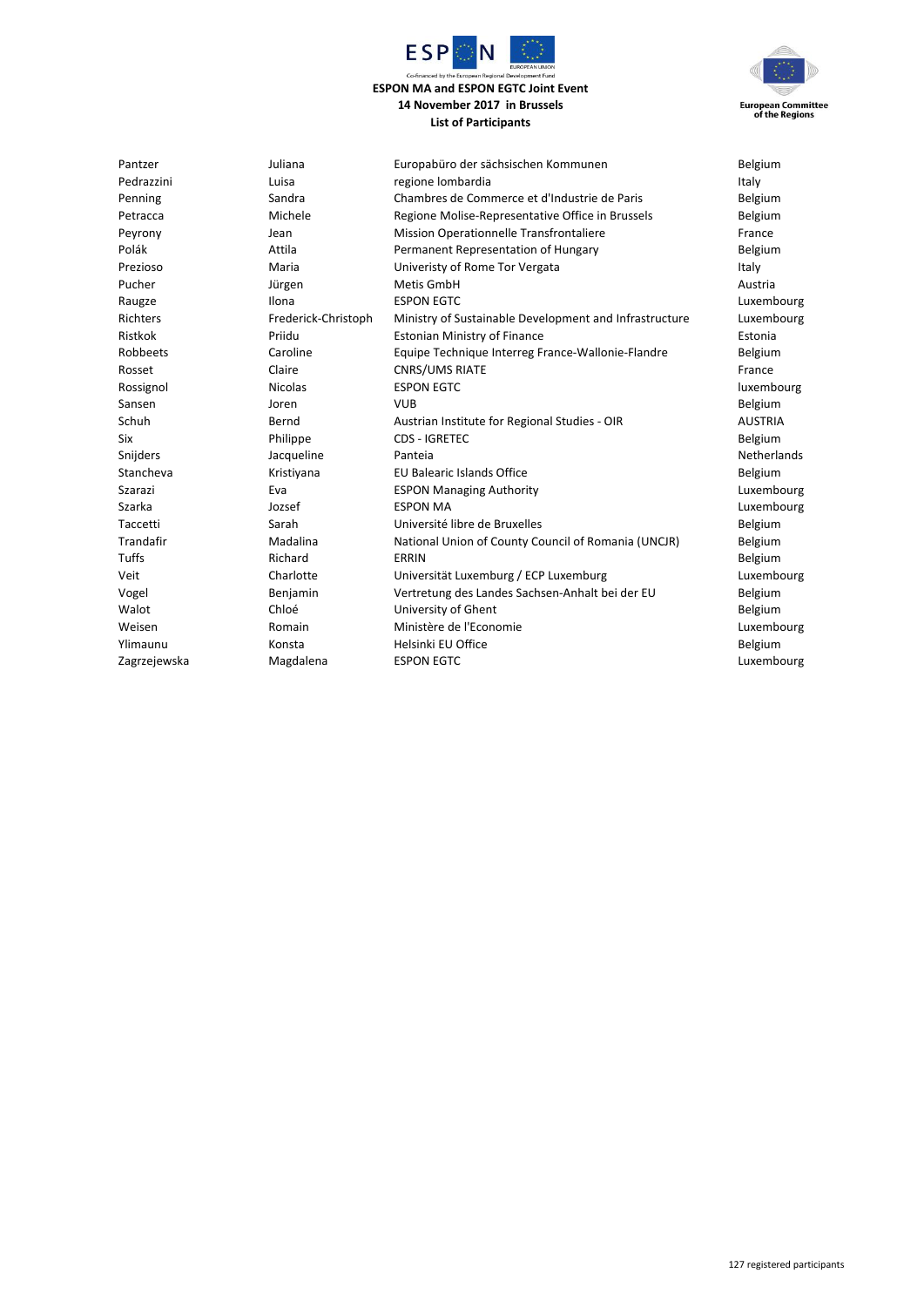**ESPON MA and ESPON EGTC Joint Event**
**14 November 2017 in Brussels**
**List of Participants**

| | | | |
|---|---|---|---|
| Pantzer | Juliana | Europabüro der sächsischen Kommunen | Belgium |
| Pedrazzini | Luisa | regione lombardia | Italy |
| Penning | Sandra | Chambres de Commerce et d'Industrie de Paris | Belgium |
| Petracca | Michele | Regione Molise-Representative Office in Brussels | Belgium |
| Peyrony | Jean | Mission Operationnelle Transfrontaliere | France |
| Polák | Attila | Permanent Representation of Hungary | Belgium |
| Prezioso | Maria | Univeristy of Rome Tor Vergata | Italy |
| Pucher | Jürgen | Metis GmbH | Austria |
| Raugze | Ilona | ESPON EGTC | Luxembourg |
| Richters | Frederick-Christoph | Ministry of Sustainable Development and Infrastructure | Luxembourg |
| Ristkok | Priidu | Estonian Ministry of Finance | Estonia |
| Robbeets | Caroline | Equipe Technique Interreg France-Wallonie-Flandre | Belgium |
| Rosset | Claire | CNRS/UMS RIATE | France |
| Rossignol | Nicolas | ESPON EGTC | luxembourg |
| Sansen | Joren | VUB | Belgium |
| Schuh | Bernd | Austrian Institute for Regional Studies - OIR | AUSTRIA |
| Six | Philippe | CDS - IGRETEC | Belgium |
| Snijders | Jacqueline | Panteia | Netherlands |
| Stancheva | Kristiyana | EU Balearic Islands Office | Belgium |
| Szarazi | Eva | ESPON Managing Authority | Luxembourg |
| Szarka | Jozsef | ESPON MA | Luxembourg |
| Taccetti | Sarah | Université libre de Bruxelles | Belgium |
| Trandafir | Madalina | National Union of County Council of Romania (UNCJR) | Belgium |
| Tuffs | Richard | ERRIN | Belgium |
| Veit | Charlotte | Universität Luxemburg / ECP Luxemburg | Luxembourg |
| Vogel | Benjamin | Vertretung des Landes Sachsen-Anhalt bei der EU | Belgium |
| Walot | Chloé | University of Ghent | Belgium |
| Weisen | Romain | Ministère de l'Economie | Luxembourg |
| Ylimaunu | Konsta | Helsinki EU Office | Belgium |
| Zagrzejewska | Magdalena | ESPON EGTC | Luxembourg |

127 registered participants